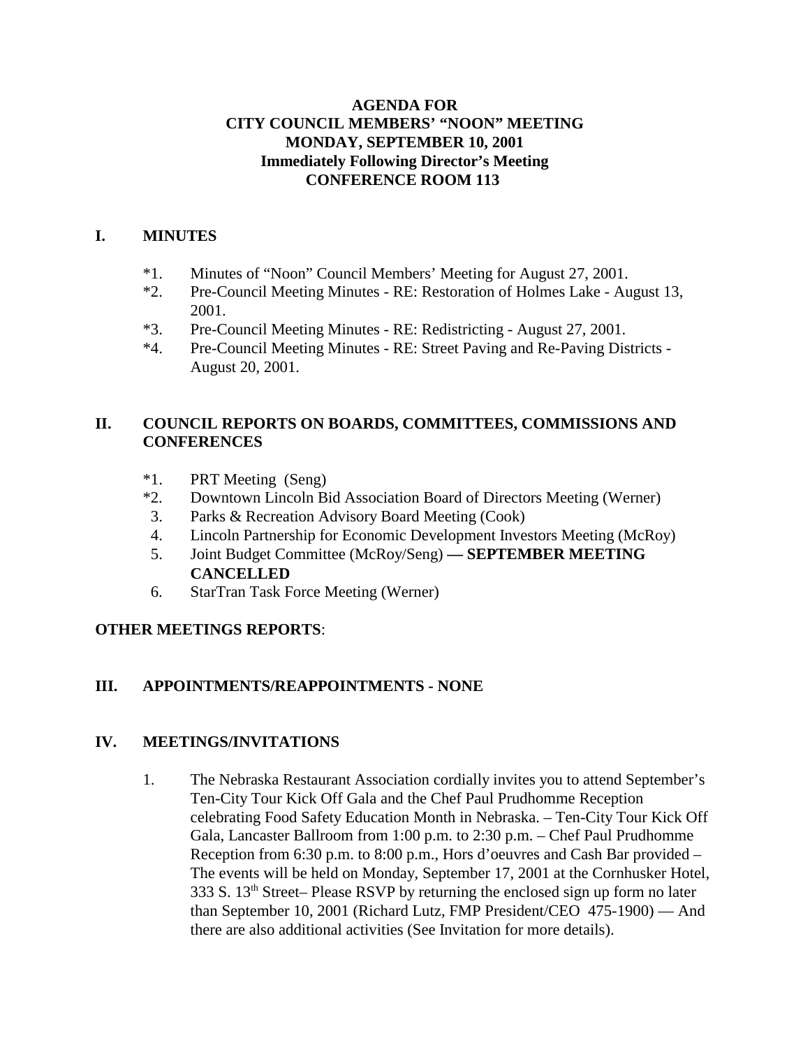**AGENDA FOR**
**CITY COUNCIL MEMBERS' "NOON" MEETING**
**MONDAY, SEPTEMBER 10, 2001**
**Immediately Following Director's Meeting**
**CONFERENCE ROOM 113**

## I. MINUTES

*1. Minutes of "Noon" Council Members' Meeting for August 27, 2001.

*2. Pre-Council Meeting Minutes - RE: Restoration of Holmes Lake - August 13, 2001.

*3. Pre-Council Meeting Minutes - RE: Redistricting - August 27, 2001.

*4. Pre-Council Meeting Minutes - RE: Street Paving and Re-Paving Districts - August 20, 2001.

## II. COUNCIL REPORTS ON BOARDS, COMMITTEES, COMMISSIONS AND CONFERENCES

*1. PRT Meeting (Seng)

*2. Downtown Lincoln Bid Association Board of Directors Meeting (Werner)

3. Parks & Recreation Advisory Board Meeting (Cook)

4. Lincoln Partnership for Economic Development Investors Meeting (McRoy)

5. Joint Budget Committee (McRoy/Seng) **— SEPTEMBER MEETING CANCELLED**

6. StarTran Task Force Meeting (Werner)

**OTHER MEETINGS REPORTS**:

## III. APPOINTMENTS/REAPPOINTMENTS - NONE

## IV. MEETINGS/INVITATIONS

1. The Nebraska Restaurant Association cordially invites you to attend September's Ten-City Tour Kick Off Gala and the Chef Paul Prudhomme Reception celebrating Food Safety Education Month in Nebraska. – Ten-City Tour Kick Off Gala, Lancaster Ballroom from 1:00 p.m. to 2:30 p.m. – Chef Paul Prudhomme Reception from 6:30 p.m. to 8:00 p.m., Hors d'oeuvres and Cash Bar provided – The events will be held on Monday, September 17, 2001 at the Cornhusker Hotel, 333 S. 13th Street– Please RSVP by returning the enclosed sign up form no later than September 10, 2001 (Richard Lutz, FMP President/CEO 475-1900) — And there are also additional activities (See Invitation for more details).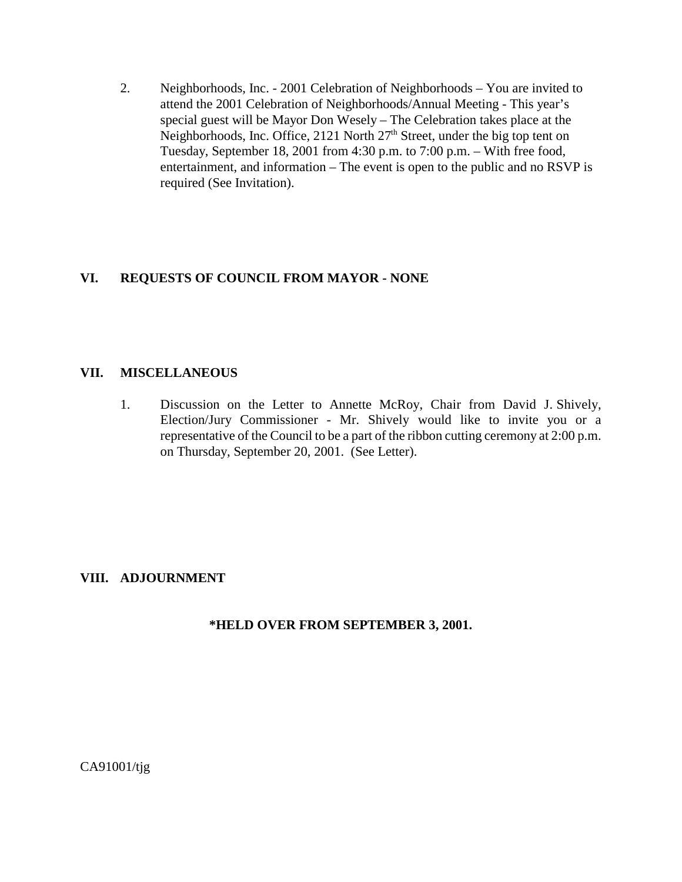2. Neighborhoods, Inc. - 2001 Celebration of Neighborhoods – You are invited to attend the 2001 Celebration of Neighborhoods/Annual Meeting - This year's special guest will be Mayor Don Wesely – The Celebration takes place at the Neighborhoods, Inc. Office, 2121 North 27th Street, under the big top tent on Tuesday, September 18, 2001 from 4:30 p.m. to 7:00 p.m. – With free food, entertainment, and information – The event is open to the public and no RSVP is required (See Invitation).

## VI. REQUESTS OF COUNCIL FROM MAYOR - NONE

## VII. MISCELLANEOUS

1. Discussion on the Letter to Annette McRoy, Chair from David J. Shively, Election/Jury Commissioner - Mr. Shively would like to invite you or a representative of the Council to be a part of the ribbon cutting ceremony at 2:00 p.m. on Thursday, September 20, 2001. (See Letter).

## VIII. ADJOURNMENT

**\*HELD OVER FROM SEPTEMBER 3, 2001.**

CA91001/tjg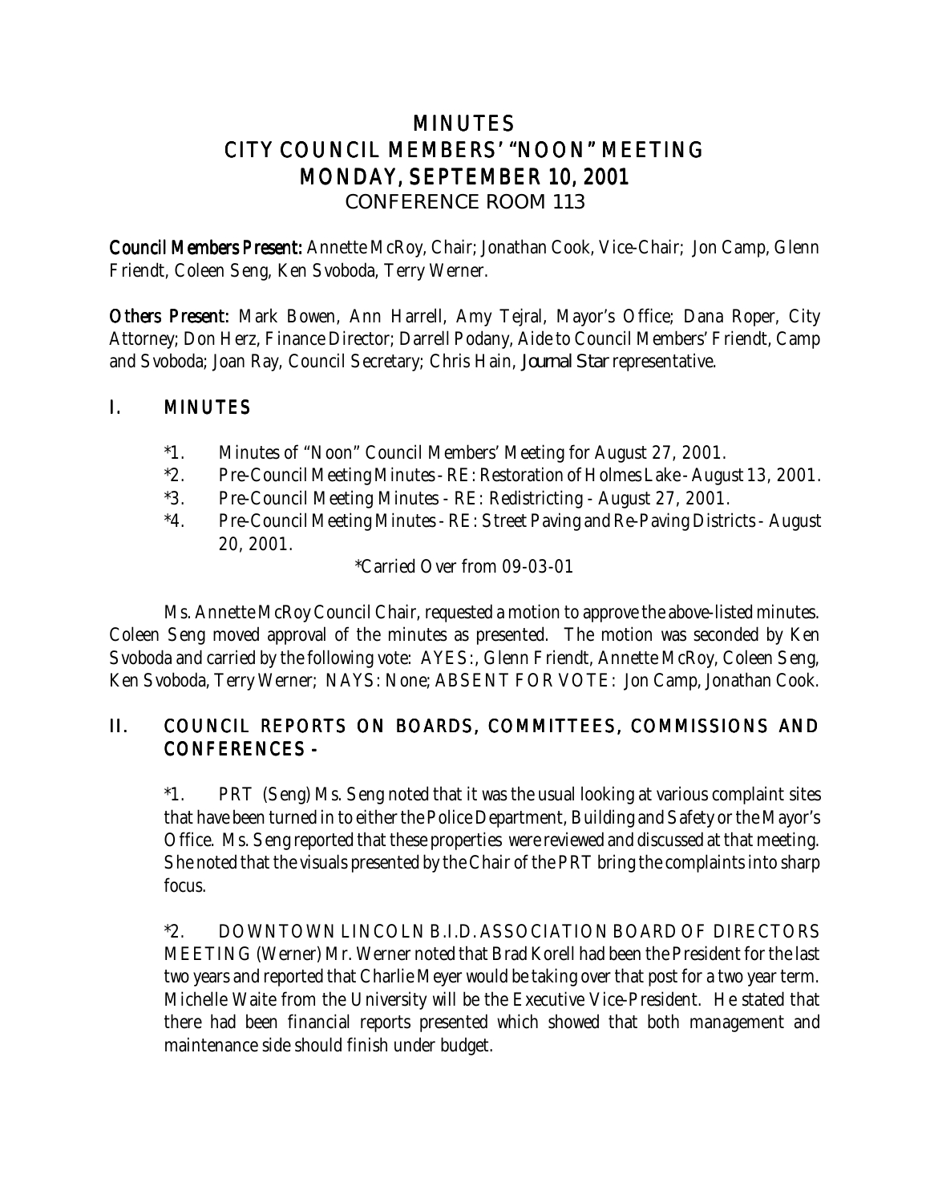# MINUTES
# CITY COUNCIL MEMBERS' "NOON" MEETING
# MONDAY, SEPTEMBER 10, 2001
## CONFERENCE ROOM 113

**Council Members Present:** Annette McRoy, Chair; Jonathan Cook, Vice-Chair; Jon Camp, Glenn Friendt, Coleen Seng, Ken Svoboda, Terry Werner.

**Others Present:** Mark Bowen, Ann Harrell, Amy Tejral, Mayor's Office; Dana Roper, City Attorney; Don Herz, Finance Director; Darrell Podany, Aide to Council Members' Friendt, Camp and Svoboda; Joan Ray, Council Secretary; Chris Hain, *Journal Star* representative.

## I. MINUTES

*1. Minutes of "Noon" Council Members' Meeting for August 27, 2001.

*2. Pre-Council Meeting Minutes - RE: Restoration of Holmes Lake - August 13, 2001.

*3. Pre-Council Meeting Minutes - RE: Redistricting - August 27, 2001.

*4. Pre-Council Meeting Minutes - RE: Street Paving and Re-Paving Districts - August 20, 2001.

*Carried Over from 09-03-01

Ms. Annette McRoy Council Chair, requested a motion to approve the above-listed minutes. Coleen Seng moved approval of the minutes as presented. The motion was seconded by Ken Svoboda and carried by the following vote: AYES:, Glenn Friendt, Annette McRoy, Coleen Seng, Ken Svoboda, Terry Werner; NAYS: None; ABSENT FOR VOTE: Jon Camp, Jonathan Cook.

## II. COUNCIL REPORTS ON BOARDS, COMMITTEES, COMMISSIONS AND CONFERENCES -

*1. PRT (Seng) Ms. Seng noted that it was the usual looking at various complaint sites that have been turned in to either the Police Department, Building and Safety or the Mayor's Office. Ms. Seng reported that these properties were reviewed and discussed at that meeting. She noted that the visuals presented by the Chair of the PRT bring the complaints into sharp focus.

*2. DOWNTOWN LINCOLN B.I.D. ASSOCIATION BOARD OF DIRECTORS MEETING (Werner) Mr. Werner noted that Brad Korell had been the President for the last two years and reported that Charlie Meyer would be taking over that post for a two year term. Michelle Waite from the University will be the Executive Vice-President. He stated that there had been financial reports presented which showed that both management and maintenance side should finish under budget.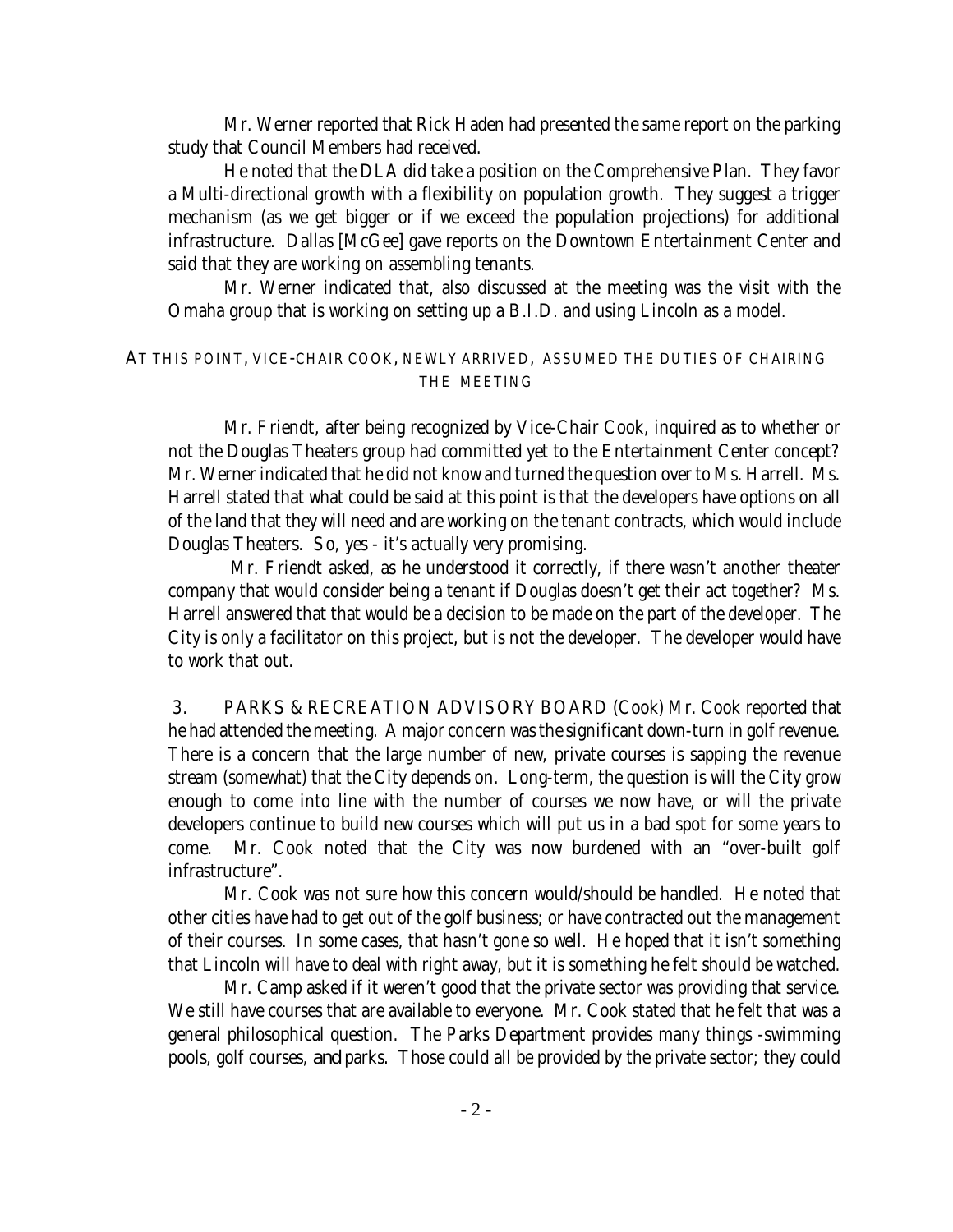Mr. Werner reported that Rick Haden had presented the same report on the parking study that Council Members had received.

He noted that the DLA did take a position on the Comprehensive Plan. They favor a Multi-directional growth with a flexibility on population growth. They suggest a trigger mechanism (as we get bigger or if we exceed the population projections) for additional infrastructure. Dallas [McGee] gave reports on the Downtown Entertainment Center and said that they are working on assembling tenants.

Mr. Werner indicated that, also discussed at the meeting was the visit with the Omaha group that is working on setting up a B.I.D. and using Lincoln as a model.

AT THIS POINT, VICE-CHAIR COOK, NEWLY ARRIVED, ASSUMED THE DUTIES OF CHAIRING THE MEETING

Mr. Friendt, after being recognized by Vice-Chair Cook, inquired as to whether or not the Douglas Theaters group had committed yet to the Entertainment Center concept? Mr. Werner indicated that he did not know and turned the question over to Ms. Harrell. Ms. Harrell stated that what could be said at this point is that the developers have options on all of the land that they will need and are working on the tenant contracts, which would include Douglas Theaters. So, yes - it's actually very promising.

Mr. Friendt asked, as he understood it correctly, if there wasn't another theater company that would consider being a tenant if Douglas doesn't get their act together? Ms. Harrell answered that that would be a decision to be made on the part of the developer. The City is only a facilitator on this project, but is not the developer. The developer would have to work that out.

3. PARKS & RECREATION ADVISORY BOARD (Cook) Mr. Cook reported that he had attended the meeting. A major concern was the significant down-turn in golf revenue. There is a concern that the large number of new, private courses is sapping the revenue stream (somewhat) that the City depends on. Long-term, the question is will the City grow enough to come into line with the number of courses we now have, or will the private developers continue to build new courses which will put us in a bad spot for some years to come. Mr. Cook noted that the City was now burdened with an "over-built golf infrastructure".

Mr. Cook was not sure how this concern would/should be handled. He noted that other cities have had to get out of the golf business; or have contracted out the management of their courses. In some cases, that hasn't gone so well. He hoped that it isn't something that Lincoln will have to deal with right away, but it is something he felt should be watched.

Mr. Camp asked if it weren't good that the private sector was providing that service. We still have courses that are available to everyone. Mr. Cook stated that he felt that was a general philosophical question. The Parks Department provides many things -swimming pools, golf courses, and parks. Those could all be provided by the private sector; they could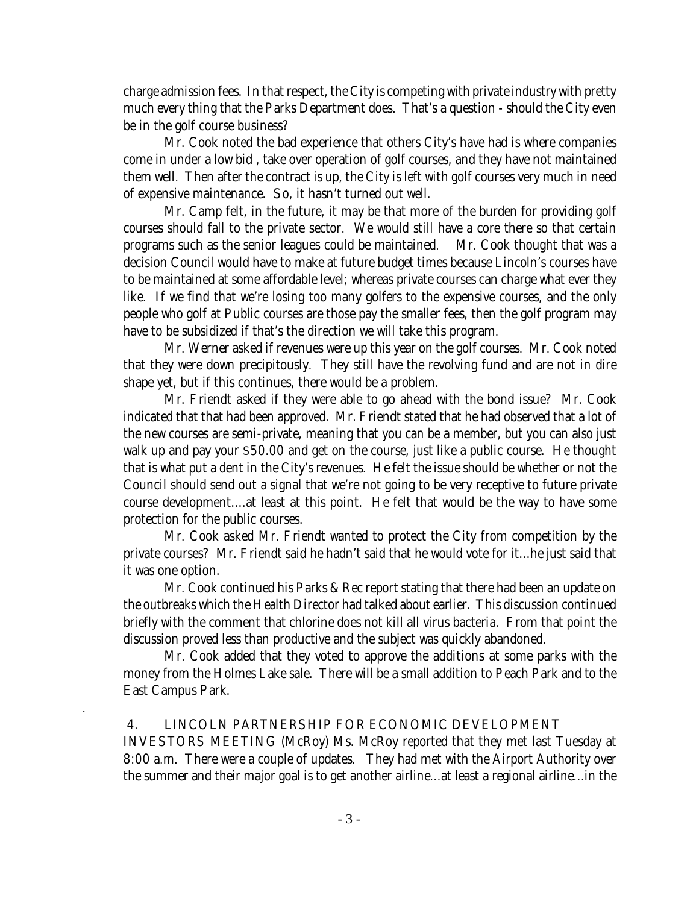charge admission fees. In that respect, the City is competing with private industry with pretty much every thing that the Parks Department does. That's a question - should the City even be in the golf course business?

Mr. Cook noted the bad experience that others City's have had is where companies come in under a low bid , take over operation of golf courses, and they have not maintained them well. Then after the contract is up, the City is left with golf courses very much in need of expensive maintenance. So, it hasn't turned out well.

Mr. Camp felt, in the future, it may be that more of the burden for providing golf courses should fall to the private sector. We would still have a core there so that certain programs such as the senior leagues could be maintained. Mr. Cook thought that was a decision Council would have to make at future budget times because Lincoln's courses have to be maintained at some affordable level; whereas private courses can charge what ever they like. If we find that we're losing too many golfers to the expensive courses, and the only people who golf at Public courses are those pay the smaller fees, then the golf program may have to be subsidized if that's the direction we will take this program.

Mr. Werner asked if revenues were up this year on the golf courses. Mr. Cook noted that they were down precipitously. They still have the revolving fund and are not in dire shape yet, but if this continues, there would be a problem.

Mr. Friendt asked if they were able to go ahead with the bond issue? Mr. Cook indicated that that had been approved. Mr. Friendt stated that he had observed that a lot of the new courses are semi-private, meaning that you can be a member, but you can also just walk up and pay your $50.00 and get on the course, just like a public course. He thought that is what put a dent in the City's revenues. He felt the issue should be whether or not the Council should send out a signal that we're not going to be very receptive to future private course development....at least at this point. He felt that would be the way to have some protection for the public courses.

Mr. Cook asked Mr. Friendt wanted to protect the City from competition by the private courses? Mr. Friendt said he hadn't said that he would vote for it...he just said that it was one option.

Mr. Cook continued his Parks & Rec report stating that there had been an update on the outbreaks which the Health Director had talked about earlier. This discussion continued briefly with the comment that chlorine does not kill all virus bacteria. From that point the discussion proved less than productive and the subject was quickly abandoned.

Mr. Cook added that they voted to approve the additions at some parks with the money from the Holmes Lake sale. There will be a small addition to Peach Park and to the East Campus Park.

.

4. LINCOLN PARTNERSHIP FOR ECONOMIC DEVELOPMENT INVESTORS MEETING (McRoy) Ms. McRoy reported that they met last Tuesday at 8:00 a.m. There were a couple of updates. They had met with the Airport Authority over the summer and their major goal is to get another airline...at least a regional airline...in the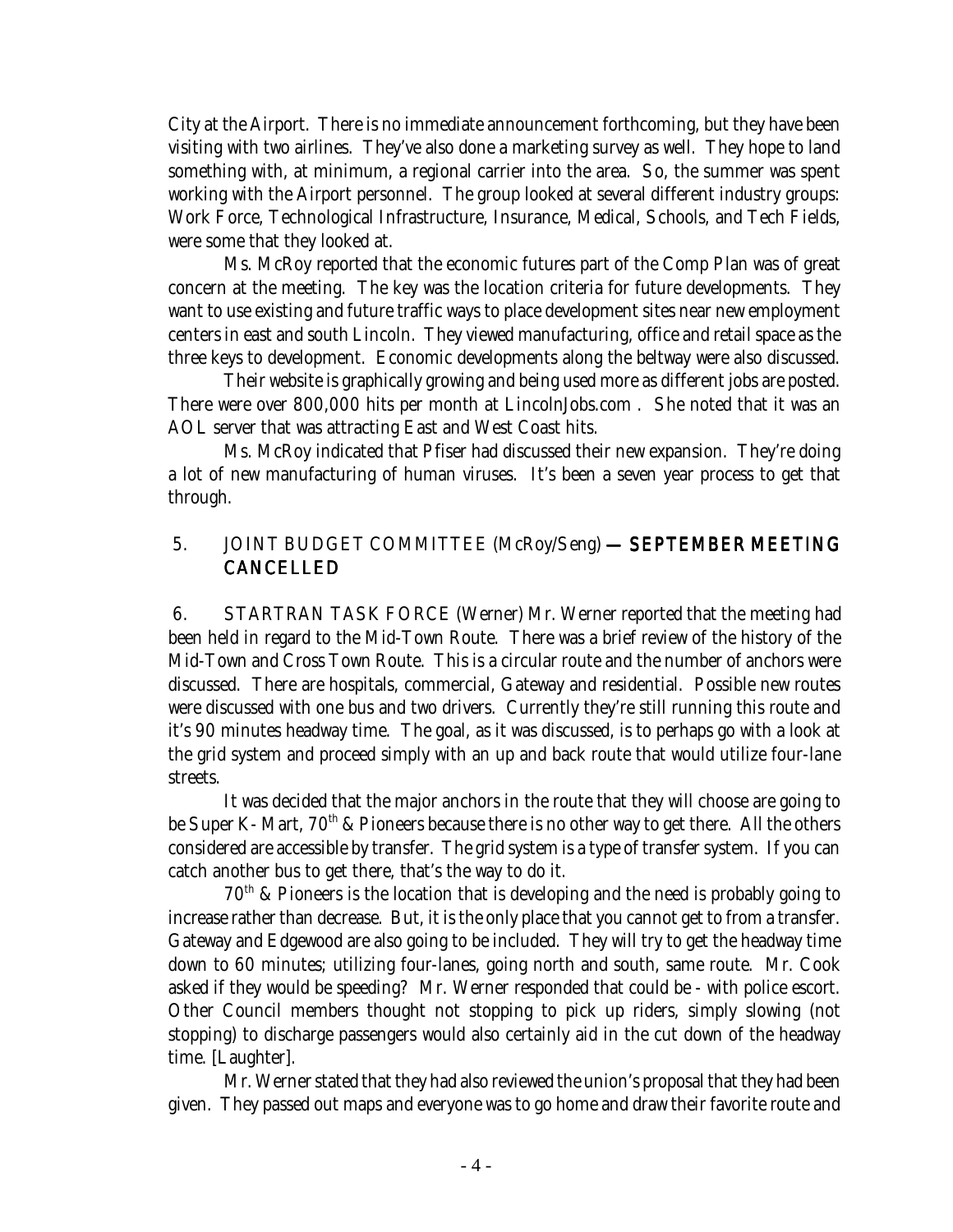City at the Airport. There is no immediate announcement forthcoming, but they have been visiting with two airlines. They've also done a marketing survey as well. They hope to land something with, at minimum, a regional carrier into the area. So, the summer was spent working with the Airport personnel. The group looked at several different industry groups: Work Force, Technological Infrastructure, Insurance, Medical, Schools, and Tech Fields, were some that they looked at.

Ms. McRoy reported that the economic futures part of the Comp Plan was of great concern at the meeting. The key was the location criteria for future developments. They want to use existing and future traffic ways to place development sites near new employment centers in east and south Lincoln. They viewed manufacturing, office and retail space as the three keys to development. Economic developments along the beltway were also discussed.

Their website is graphically growing and being used more as different jobs are posted. There were over 800,000 hits per month at LincolnJobs.com . She noted that it was an AOL server that was attracting East and West Coast hits.

Ms. McRoy indicated that Pfiser had discussed their new expansion. They're doing a lot of new manufacturing of human viruses. It's been a seven year process to get that through.

5. JOINT BUDGET COMMITTEE (McRoy/Seng) — **SEPTEMBER MEETING CANCELLED**

6. STARTRAN TASK FORCE (Werner) Mr. Werner reported that the meeting had been held in regard to the Mid-Town Route. There was a brief review of the history of the Mid-Town and Cross Town Route. This is a circular route and the number of anchors were discussed. There are hospitals, commercial, Gateway and residential. Possible new routes were discussed with one bus and two drivers. Currently they're still running this route and it's 90 minutes headway time. The goal, as it was discussed, is to perhaps go with a look at the grid system and proceed simply with an up and back route that would utilize four-lane streets.

It was decided that the major anchors in the route that they will choose are going to be Super K- Mart, 70th & Pioneers because there is no other way to get there. All the others considered are accessible by transfer. The grid system is a type of transfer system. If you can catch another bus to get there, that's the way to do it.

70th & Pioneers is the location that is developing and the need is probably going to increase rather than decrease. But, it is the only place that you cannot get to from a transfer. Gateway and Edgewood are also going to be included. They will try to get the headway time down to 60 minutes; utilizing four-lanes, going north and south, same route. Mr. Cook asked if they would be speeding? Mr. Werner responded that could be - with police escort. Other Council members thought not stopping to pick up riders, simply slowing (not stopping) to discharge passengers would also certainly aid in the cut down of the headway time. [Laughter].

Mr. Werner stated that they had also reviewed the union's proposal that they had been given. They passed out maps and everyone was to go home and draw their favorite route and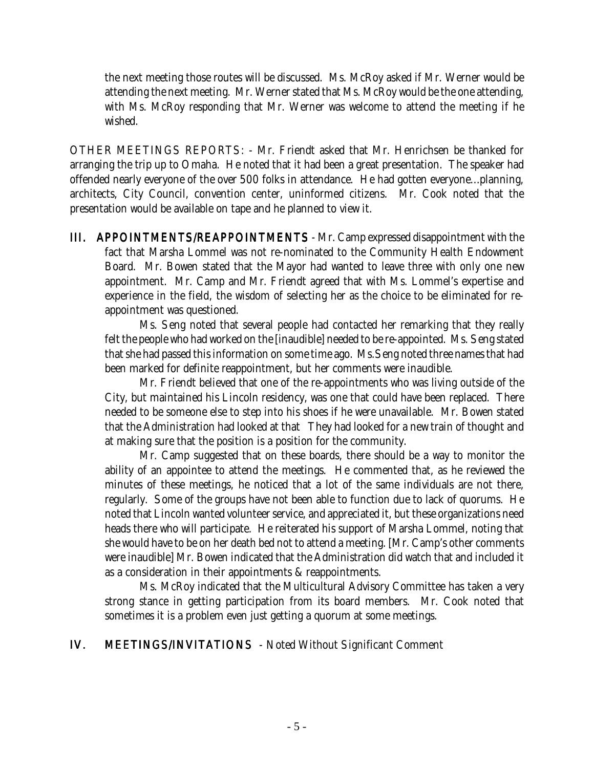the next meeting those routes will be discussed. Ms. McRoy asked if Mr. Werner would be attending the next meeting. Mr. Werner stated that Ms. McRoy would be the one attending, with Ms. McRoy responding that Mr. Werner was welcome to attend the meeting if he wished.

OTHER MEETINGS REPORTS: - Mr. Friendt asked that Mr. Henrichsen be thanked for arranging the trip up to Omaha. He noted that it had been a great presentation. The speaker had offended nearly everyone of the over 500 folks in attendance. He had gotten everyone...planning, architects, City Council, convention center, uninformed citizens. Mr. Cook noted that the presentation would be available on tape and he planned to view it.

**III. APPOINTMENTS/REAPPOINTMENTS** - Mr. Camp expressed disappointment with the fact that Marsha Lommel was not re-nominated to the Community Health Endowment Board. Mr. Bowen stated that the Mayor had wanted to leave three with only one new appointment. Mr. Camp and Mr. Friendt agreed that with Ms. Lommel's expertise and experience in the field, the wisdom of selecting her as the choice to be eliminated for re-appointment was questioned.

Ms. Seng noted that several people had contacted her remarking that they really felt the people who had worked on the [inaudible] needed to be re-appointed. Ms. Seng stated that she had passed this information on some time ago. Ms.Seng noted three names that had been marked for definite reappointment, but her comments were inaudible.

Mr. Friendt believed that one of the re-appointments who was living outside of the City, but maintained his Lincoln residency, was one that could have been replaced. There needed to be someone else to step into his shoes if he were unavailable. Mr. Bowen stated that the Administration had looked at that They had looked for a new train of thought and at making sure that the position is a position for the community.

Mr. Camp suggested that on these boards, there should be a way to monitor the ability of an appointee to attend the meetings. He commented that, as he reviewed the minutes of these meetings, he noticed that a lot of the same individuals are not there, regularly. Some of the groups have not been able to function due to lack of quorums. He noted that Lincoln wanted volunteer service, and appreciated it, but these organizations need heads there who will participate. He reiterated his support of Marsha Lommel, noting that she would have to be on her death bed not to attend a meeting. [Mr. Camp's other comments were inaudible] Mr. Bowen indicated that the Administration did watch that and included it as a consideration in their appointments & reappointments.

Ms. McRoy indicated that the Multicultural Advisory Committee has taken a very strong stance in getting participation from its board members. Mr. Cook noted that sometimes it is a problem even just getting a quorum at some meetings.

**IV. MEETINGS/INVITATIONS** - Noted Without Significant Comment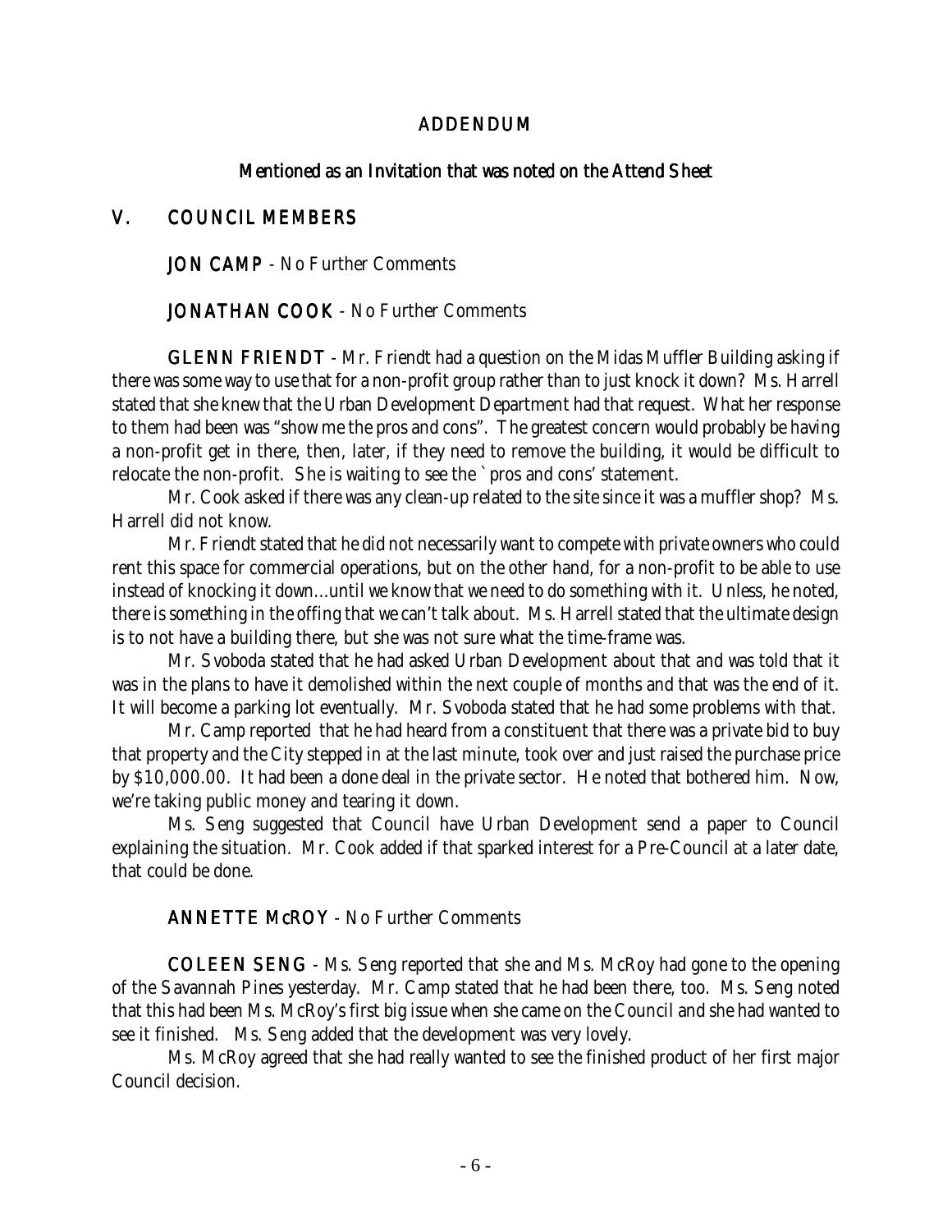## ADDENDUM

### Mentioned as an Invitation that was noted on the Attend Sheet

## V. COUNCIL MEMBERS

**JON CAMP** - No Further Comments

**JONATHAN COOK** - No Further Comments

**GLENN FRIENDT** - Mr. Friendt had a question on the Midas Muffler Building asking if there was some way to use that for a non-profit group rather than to just knock it down? Ms. Harrell stated that she knew that the Urban Development Department had that request. What her response to them had been was "show me the pros and cons". The greatest concern would probably be having a non-profit get in there, then, later, if they need to remove the building, it would be difficult to relocate the non-profit. She is waiting to see the `pros and cons' statement.

Mr. Cook asked if there was any clean-up related to the site since it was a muffler shop? Ms. Harrell did not know.

Mr. Friendt stated that he did not necessarily want to compete with private owners who could rent this space for commercial operations, but on the other hand, for a non-profit to be able to use instead of knocking it down...until we know that we need to do something with it. Unless, he noted, there is something in the offing that we can't talk about. Ms. Harrell stated that the ultimate design is to not have a building there, but she was not sure what the time-frame was.

Mr. Svoboda stated that he had asked Urban Development about that and was told that it was in the plans to have it demolished within the next couple of months and that was the end of it. It will become a parking lot eventually. Mr. Svoboda stated that he had some problems with that.

Mr. Camp reported that he had heard from a constituent that there was a private bid to buy that property and the City stepped in at the last minute, took over and just raised the purchase price by $10,000.00. It had been a done deal in the private sector. He noted that bothered him. Now, we're taking public money and tearing it down.

Ms. Seng suggested that Council have Urban Development send a paper to Council explaining the situation. Mr. Cook added if that sparked interest for a Pre-Council at a later date, that could be done.

**ANNETTE McROY** - No Further Comments

**COLEEN SENG** - Ms. Seng reported that she and Ms. McRoy had gone to the opening of the Savannah Pines yesterday. Mr. Camp stated that he had been there, too. Ms. Seng noted that this had been Ms. McRoy's first big issue when she came on the Council and she had wanted to see it finished. Ms. Seng added that the development was very lovely.

Ms. McRoy agreed that she had really wanted to see the finished product of her first major Council decision.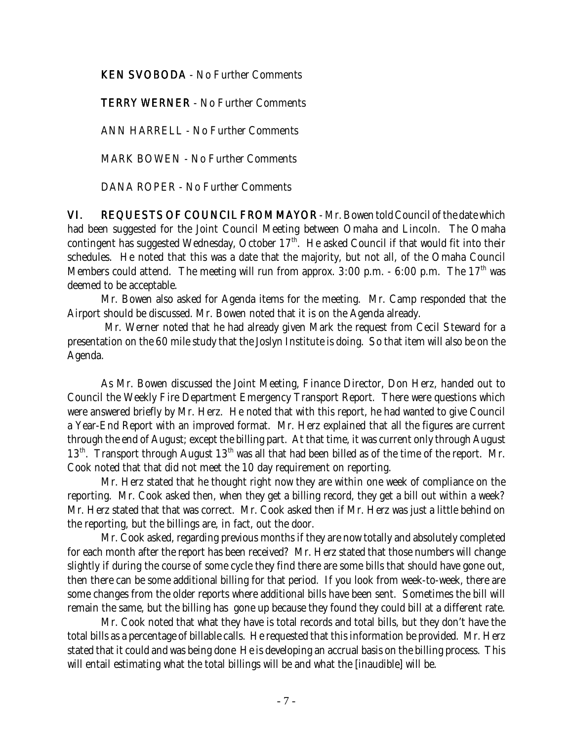**KEN SVOBODA** - No Further Comments

**TERRY WERNER** - No Further Comments

ANN HARRELL - No Further Comments

MARK BOWEN - No Further Comments

DANA ROPER - No Further Comments

**VI. REQUESTS OF COUNCIL FROM MAYOR** - Mr. Bowen told Council of the date which had been suggested for the Joint Council Meeting between Omaha and Lincoln. The Omaha contingent has suggested Wednesday, October 17th. He asked Council if that would fit into their schedules. He noted that this was a date that the majority, but not all, of the Omaha Council Members could attend. The meeting will run from approx. 3:00 p.m. - 6:00 p.m. The 17th was deemed to be acceptable.

Mr. Bowen also asked for Agenda items for the meeting. Mr. Camp responded that the Airport should be discussed. Mr. Bowen noted that it is on the Agenda already.

Mr. Werner noted that he had already given Mark the request from Cecil Steward for a presentation on the 60 mile study that the Joslyn Institute is doing. So that item will also be on the Agenda.

As Mr. Bowen discussed the Joint Meeting, Finance Director, Don Herz, handed out to Council the Weekly Fire Department Emergency Transport Report. There were questions which were answered briefly by Mr. Herz. He noted that with this report, he had wanted to give Council a Year-End Report with an improved format. Mr. Herz explained that all the figures are current through the end of August; except the billing part. At that time, it was current only through August 13th. Transport through August 13th was all that had been billed as of the time of the report. Mr. Cook noted that that did not meet the 10 day requirement on reporting.

Mr. Herz stated that he thought right now they are within one week of compliance on the reporting. Mr. Cook asked then, when they get a billing record, they get a bill out within a week? Mr. Herz stated that that was correct. Mr. Cook asked then if Mr. Herz was just a little behind on the reporting, but the billings are, in fact, out the door.

Mr. Cook asked, regarding previous months if they are now totally and absolutely completed for each month after the report has been received? Mr. Herz stated that those numbers will change slightly if during the course of some cycle they find there are some bills that should have gone out, then there can be some additional billing for that period. If you look from week-to-week, there are some changes from the older reports where additional bills have been sent. Sometimes the bill will remain the same, but the billing has gone up because they found they could bill at a different rate.

Mr. Cook noted that what they have is total records and total bills, but they don't have the total bills as a percentage of billable calls. He requested that this information be provided. Mr. Herz stated that it could and was being done He is developing an accrual basis on the billing process. This will entail estimating what the total billings will be and what the [inaudible] will be.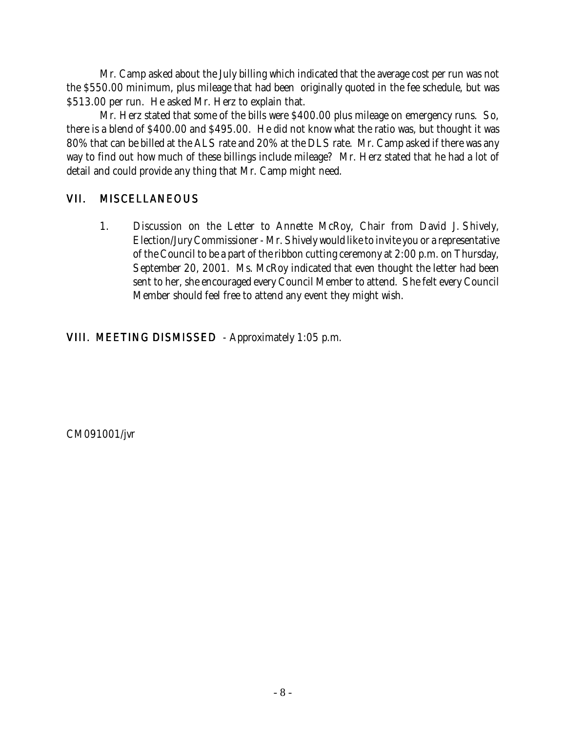Mr. Camp asked about the July billing which indicated that the average cost per run was not the $550.00 minimum, plus mileage that had been originally quoted in the fee schedule, but was $513.00 per run. He asked Mr. Herz to explain that.

Mr. Herz stated that some of the bills were $400.00 plus mileage on emergency runs. So, there is a blend of $400.00 and $495.00. He did not know what the ratio was, but thought it was 80% that can be billed at the ALS rate and 20% at the DLS rate. Mr. Camp asked if there was any way to find out how much of these billings include mileage? Mr. Herz stated that he had a lot of detail and could provide any thing that Mr. Camp might need.

## VII. MISCELLANEOUS

1. Discussion on the Letter to Annette McRoy, Chair from David J. Shively, Election/Jury Commissioner - Mr. Shively would like to invite you or a representative of the Council to be a part of the ribbon cutting ceremony at 2:00 p.m. on Thursday, September 20, 2001. Ms. McRoy indicated that even thought the letter had been sent to her, she encouraged every Council Member to attend. She felt every Council Member should feel free to attend any event they might wish.

## VIII. MEETING DISMISSED - Approximately 1:05 p.m.

CM091001/jvr